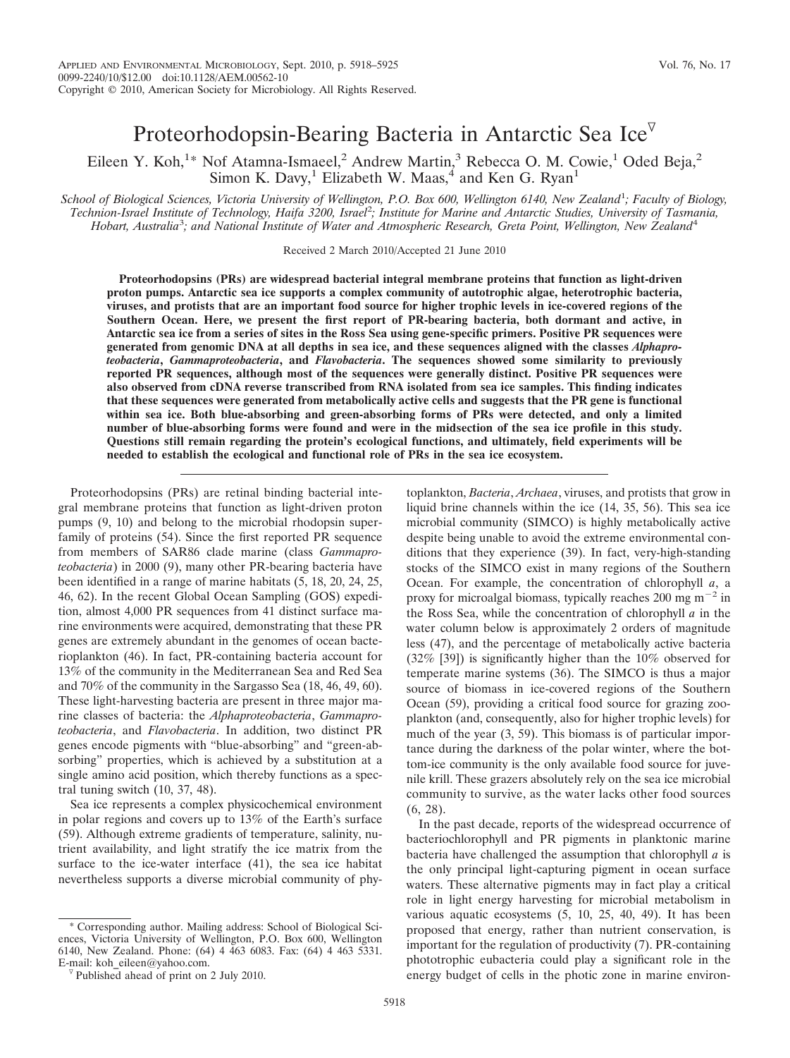# Proteorhodopsin-Bearing Bacteria in Antarctic Sea Ice

Eileen Y. Koh,[1]* Nof Atamna-Ismaeel,[2] Andrew Martin,[3] Rebecca O. M. Cowie,[1] Oded Beja,[2] Simon K. Davy,[1] Elizabeth W. Maas,[4] and Ken G. Ryan[1]

*School of Biological Sciences, Victoria University of Wellington, P.O. Box 600, Wellington 6140, New Zealand[1]; Faculty of Biology, Technion-Israel Institute of Technology, Haifa 3200, Israel[2]; Institute for Marine and Antarctic Studies, University of Tasmania, Hobart, Australia[3]; and National Institute of Water and Atmospheric Research, Greta Point, Wellington, New Zealand[4]*

Received 2 March 2010/Accepted 21 June 2010

**Proteorhodopsins (PRs) are widespread bacterial integral membrane proteins that function as light-driven proton pumps. Antarctic sea ice supports a complex community of autotrophic algae, heterotrophic bacteria, viruses, and protists that are an important food source for higher trophic levels in ice-covered regions of the Southern Ocean. Here, we present the first report of PR-bearing bacteria, both dormant and active, in Antarctic sea ice from a series of sites in the Ross Sea using gene-specific primers. Positive PR sequences were generated from genomic DNA at all depths in sea ice, and these sequences aligned with the classes *Alphaproteobacteria*, *Gammaproteobacteria*, and *Flavobacteria*. The sequences showed some similarity to previously reported PR sequences, although most of the sequences were generally distinct. Positive PR sequences were also observed from cDNA reverse transcribed from RNA isolated from sea ice samples. This finding indicates that these sequences were generated from metabolically active cells and suggests that the PR gene is functional within sea ice. Both blue-absorbing and green-absorbing forms of PRs were detected, and only a limited number of blue-absorbing forms were found and were in the midsection of the sea ice profile in this study. Questions still remain regarding the protein's ecological functions, and ultimately, field experiments will be needed to establish the ecological and functional role of PRs in the sea ice ecosystem.**

Proteorhodopsins (PRs) are retinal binding bacterial integral membrane proteins that function as light-driven proton pumps (9, 10) and belong to the microbial rhodopsin superfamily of proteins (54). Since the first reported PR sequence from members of SAR86 clade marine (class *Gammaproteobacteria*) in 2000 (9), many other PR-bearing bacteria have been identified in a range of marine habitats (5, 18, 20, 24, 25, 46, 62). In the recent Global Ocean Sampling (GOS) expedition, almost 4,000 PR sequences from 41 distinct surface marine environments were acquired, demonstrating that these PR genes are extremely abundant in the genomes of ocean bacterioplankton (46). In fact, PR-containing bacteria account for 13% of the community in the Mediterranean Sea and Red Sea and 70% of the community in the Sargasso Sea (18, 46, 49, 60). These light-harvesting bacteria are present in three major marine classes of bacteria: the *Alphaproteobacteria*, *Gammaproteobacteria*, and *Flavobacteria*. In addition, two distinct PR genes encode pigments with "blue-absorbing" and "green-absorbing" properties, which is achieved by a substitution at a single amino acid position, which thereby functions as a spectral tuning switch (10, 37, 48).

Sea ice represents a complex physicochemical environment in polar regions and covers up to 13% of the Earth's surface (59). Although extreme gradients of temperature, salinity, nutrient availability, and light stratify the ice matrix from the surface to the ice-water interface (41), the sea ice habitat nevertheless supports a diverse microbial community of phytoplankton, *Bacteria*, *Archaea*, viruses, and protists that grow in liquid brine channels within the ice (14, 35, 56). This sea ice microbial community (SIMCO) is highly metabolically active despite being unable to avoid the extreme environmental conditions that they experience (39). In fact, very-high-standing stocks of the SIMCO exist in many regions of the Southern Ocean. For example, the concentration of chlorophyll *a*, a proxy for microalgal biomass, typically reaches 200 mg m$^{-2}$ in the Ross Sea, while the concentration of chlorophyll *a* in the water column below is approximately 2 orders of magnitude less (47), and the percentage of metabolically active bacteria (32% [39]) is significantly higher than the 10% observed for temperate marine systems (36). The SIMCO is thus a major source of biomass in ice-covered regions of the Southern Ocean (59), providing a critical food source for grazing zooplankton (and, consequently, also for higher trophic levels) for much of the year (3, 59). This biomass is of particular importance during the darkness of the polar winter, where the bottom-ice community is the only available food source for juvenile krill. These grazers absolutely rely on the sea ice microbial community to survive, as the water lacks other food sources (6, 28).

In the past decade, reports of the widespread occurrence of bacteriochlorophyll and PR pigments in planktonic marine bacteria have challenged the assumption that chlorophyll *a* is the only principal light-capturing pigment in ocean surface waters. These alternative pigments may in fact play a critical role in light energy harvesting for microbial metabolism in various aquatic ecosystems (5, 10, 25, 40, 49). It has been proposed that energy, rather than nutrient conservation, is important for the regulation of productivity (7). PR-containing phototrophic eubacteria could play a significant role in the energy budget of cells in the photic zone in marine environ-

\* Corresponding author. Mailing address: School of Biological Sciences, Victoria University of Wellington, P.O. Box 600, Wellington 6140, New Zealand. Phone: (64) 4 463 6083. Fax: (64) 4 463 5331. E-mail: koh_eileen@yahoo.com.

▽ Published ahead of print on 2 July 2010.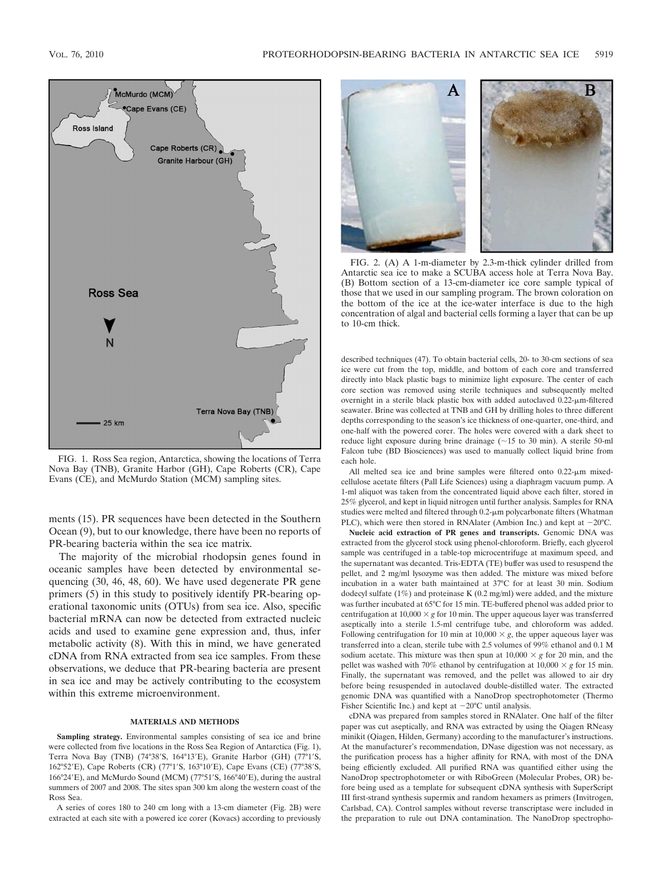FIG. 1. Ross Sea region, Antarctica, showing the locations of Terra Nova Bay (TNB), Granite Harbor (GH), Cape Roberts (CR), Cape Evans (CE), and McMurdo Station (MCM) sampling sites.

FIG. 2. (A) A 1-m-diameter by 2.3-m-thick cylinder drilled from Antarctic sea ice to make a SCUBA access hole at Terra Nova Bay. (B) Bottom section of a 13-cm-diameter ice core sample typical of those that we used in our sampling program. The brown coloration on the bottom of the ice at the ice-water interface is due to the high concentration of algal and bacterial cells forming a layer that can be up to 10-cm thick.

ments (15). PR sequences have been detected in the Southern Ocean (9), but to our knowledge, there have been no reports of PR-bearing bacteria within the sea ice matrix.

The majority of the microbial rhodopsin genes found in oceanic samples have been detected by environmental sequencing (30, 46, 48, 60). We have used degenerate PR gene primers (5) in this study to positively identify PR-bearing operational taxonomic units (OTUs) from sea ice. Also, specific bacterial mRNA can now be detected from extracted nucleic acids and used to examine gene expression and, thus, infer metabolic activity (8). With this in mind, we have generated cDNA from RNA extracted from sea ice samples. From these observations, we deduce that PR-bearing bacteria are present in sea ice and may be actively contributing to the ecosystem within this extreme microenvironment.

## MATERIALS AND METHODS

**Sampling strategy.** Environmental samples consisting of sea ice and brine were collected from five locations in the Ross Sea Region of Antarctica (Fig. 1), Terra Nova Bay (TNB) (74°38′S, 164°13′E), Granite Harbor (GH) (77°1′S, 162°52′E), Cape Roberts (CR) (77°1′S, 163°10′E), Cape Evans (CE) (77°38′S, 166°24′E), and McMurdo Sound (MCM) (77°51′S, 166°40′E), during the austral summers of 2007 and 2008. The sites span 300 km along the western coast of the Ross Sea.

A series of cores 180 to 240 cm long with a 13-cm diameter (Fig. 2B) were extracted at each site with a powered ice corer (Kovacs) according to previously described techniques (47). To obtain bacterial cells, 20- to 30-cm sections of sea ice were cut from the top, middle, and bottom of each core and transferred directly into black plastic bags to minimize light exposure. The center of each core section was removed using sterile techniques and subsequently melted overnight in a sterile black plastic box with added autoclaved 0.22-μm-filtered seawater. Brine was collected at TNB and GH by drilling holes to three different depths corresponding to the season's ice thickness of one-quarter, one-third, and one-half with the powered corer. The holes were covered with a dark sheet to reduce light exposure during brine drainage (~15 to 30 min). A sterile 50-ml Falcon tube (BD Biosciences) was used to manually collect liquid brine from each hole.

All melted sea ice and brine samples were filtered onto 0.22-μm mixed-cellulose acetate filters (Pall Life Sciences) using a diaphragm vacuum pump. A 1-ml aliquot was taken from the concentrated liquid above each filter, stored in 25% glycerol, and kept in liquid nitrogen until further analysis. Samples for RNA studies were melted and filtered through 0.2-μm polycarbonate filters (Whatman PLC), which were then stored in RNAlater (Ambion Inc.) and kept at −20°C.

**Nucleic acid extraction of PR genes and transcripts.** Genomic DNA was extracted from the glycerol stock using phenol-chloroform. Briefly, each glycerol sample was centrifuged in a table-top microcentrifuge at maximum speed, and the supernatant was decanted. Tris-EDTA (TE) buffer was used to resuspend the pellet, and 2 mg/ml lysozyme was then added. The mixture was mixed before incubation in a water bath maintained at 37°C for at least 30 min. Sodium dodecyl sulfate (1%) and proteinase K (0.2 mg/ml) were added, and the mixture was further incubated at 65°C for 15 min. TE-buffered phenol was added prior to centrifugation at 10,000 × *g* for 10 min. The upper aqueous layer was transferred aseptically into a sterile 1.5-ml centrifuge tube, and chloroform was added. Following centrifugation for 10 min at 10,000 × *g*, the upper aqueous layer was transferred into a clean, sterile tube with 2.5 volumes of 99% ethanol and 0.1 M sodium acetate. This mixture was then spun at 10,000 × *g* for 20 min, and the pellet was washed with 70% ethanol by centrifugation at 10,000 × *g* for 15 min. Finally, the supernatant was removed, and the pellet was allowed to air dry before being resuspended in autoclaved double-distilled water. The extracted genomic DNA was quantified with a NanoDrop spectrophotometer (Thermo Fisher Scientific Inc.) and kept at −20°C until analysis.

cDNA was prepared from samples stored in RNAlater. One half of the filter paper was cut aseptically, and RNA was extracted by using the Qiagen RNeasy minikit (Qiagen, Hilden, Germany) according to the manufacturer's instructions. At the manufacturer's recommendation, DNase digestion was not necessary, as the purification process has a higher affinity for RNA, with most of the DNA being efficiently excluded. All purified RNA was quantified either using the NanoDrop spectrophotometer or with RiboGreen (Molecular Probes, OR) before being used as a template for subsequent cDNA synthesis with SuperScript III first-strand synthesis supermix and random hexamers as primers (Invitrogen, Carlsbad, CA). Control samples without reverse transcriptase were included in the preparation to rule out DNA contamination. The NanoDrop spectropho-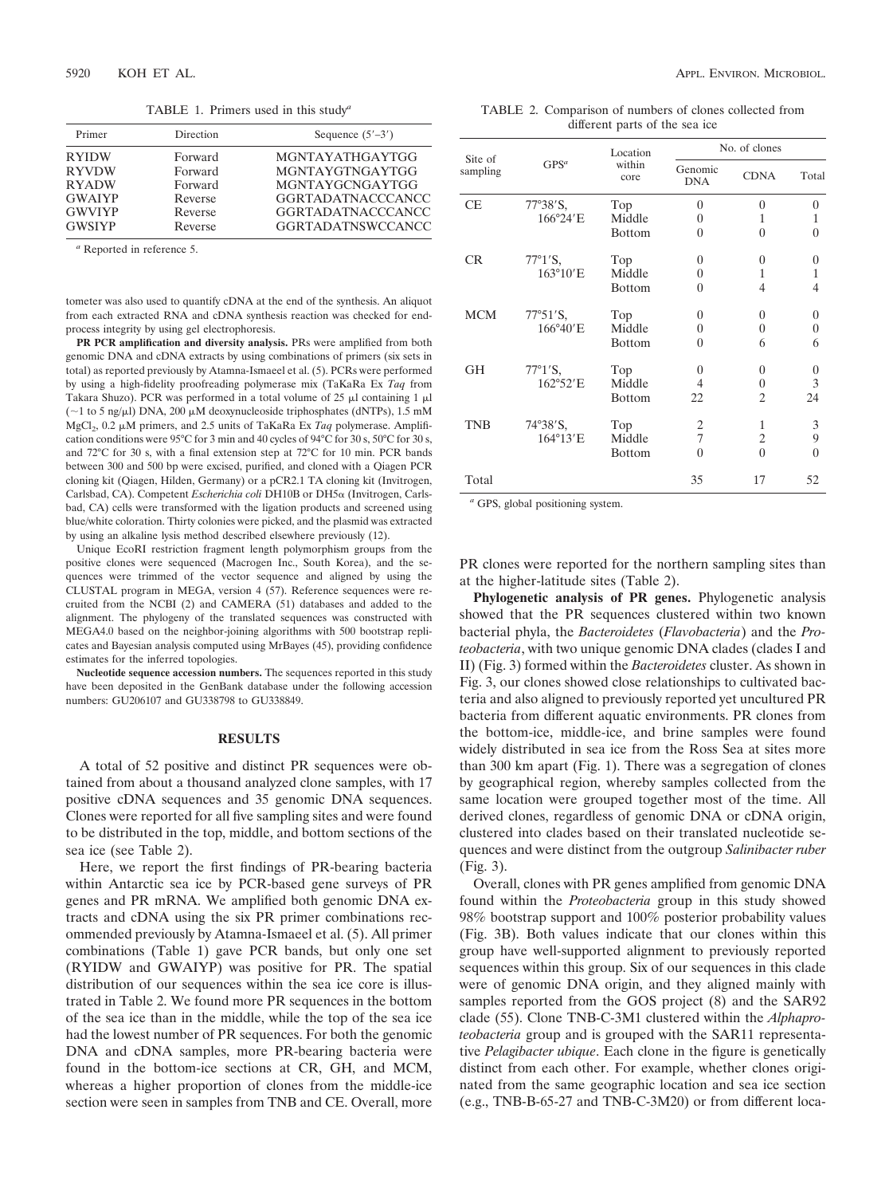TABLE 1. Primers used in this study[a]

| Primer | Direction | Sequence (5′–3′) |
|---|---|---|
| RYIDW | Forward | MGNTAYATHGAYTGG |
| RYVDW | Forward | MGNTAYGTNGAYTGG |
| RYADW | Forward | MGNTAYGCNGAYTGG |
| GWAIYP | Reverse | GGRTADATNACCCANCC |
| GWVIYP | Reverse | GGRTADATNACCCANCC |
| GWSIYP | Reverse | GGRTADATNSWCCANCC |

[a] Reported in reference 5.

tometer was also used to quantify cDNA at the end of the synthesis. An aliquot from each extracted RNA and cDNA synthesis reaction was checked for end-process integrity by using gel electrophoresis.

**PR PCR amplification and diversity analysis.** PRs were amplified from both genomic DNA and cDNA extracts by using combinations of primers (six sets in total) as reported previously by Atamna-Ismaeel et al. (5). PCRs were performed by using a high-fidelity proofreading polymerase mix (TaKaRa Ex *Taq* from Takara Shuzo). PCR was performed in a total volume of 25 μl containing 1 μl (~1 to 5 ng/μl) DNA, 200 μM deoxynucleoside triphosphates (dNTPs), 1.5 mM $MgCl_2$, 0.2 μM primers, and 2.5 units of TaKaRa Ex *Taq* polymerase. Amplification conditions were 95°C for 3 min and 40 cycles of 94°C for 30 s, 50°C for 30 s, and 72°C for 30 s, with a final extension step at 72°C for 10 min. PCR bands between 300 and 500 bp were excised, purified, and cloned with a Qiagen PCR cloning kit (Qiagen, Hilden, Germany) or a pCR2.1 TA cloning kit (Invitrogen, Carlsbad, CA). Competent *Escherichia coli* DH10B or DH5α (Invitrogen, Carlsbad, CA) cells were transformed with the ligation products and screened using blue/white coloration. Thirty colonies were picked, and the plasmid was extracted by using an alkaline lysis method described elsewhere previously (12).

Unique EcoRI restriction fragment length polymorphism groups from the positive clones were sequenced (Macrogen Inc., South Korea), and the sequences were trimmed of the vector sequence and aligned by using the CLUSTAL program in MEGA, version 4 (57). Reference sequences were recruited from the NCBI (2) and CAMERA (51) databases and added to the alignment. The phylogeny of the translated sequences was constructed with MEGA4.0 based on the neighbor-joining algorithms with 500 bootstrap replicates and Bayesian analysis computed using MrBayes (45), providing confidence estimates for the inferred topologies.

**Nucleotide sequence accession numbers.** The sequences reported in this study have been deposited in the GenBank database under the following accession numbers: GU206107 and GU338798 to GU338849.

## RESULTS

A total of 52 positive and distinct PR sequences were obtained from about a thousand analyzed clone samples, with 17 positive cDNA sequences and 35 genomic DNA sequences. Clones were reported for all five sampling sites and were found to be distributed in the top, middle, and bottom sections of the sea ice (see Table 2).

Here, we report the first findings of PR-bearing bacteria within Antarctic sea ice by PCR-based gene surveys of PR genes and PR mRNA. We amplified both genomic DNA extracts and cDNA using the six PR primer combinations recommended previously by Atamna-Ismaeel et al. (5). All primer combinations (Table 1) gave PCR bands, but only one set (RYIDW and GWAIYP) was positive for PR. The spatial distribution of our sequences within the sea ice core is illustrated in Table 2. We found more PR sequences in the bottom of the sea ice than in the middle, while the top of the sea ice had the lowest number of PR sequences. For both the genomic DNA and cDNA samples, more PR-bearing bacteria were found in the bottom-ice sections at CR, GH, and MCM, whereas a higher proportion of clones from the middle-ice section were seen in samples from TNB and CE. Overall, more

TABLE 2. Comparison of numbers of clones collected from different parts of the sea ice

| Site of sampling | GPS[a] | Location within core | No. of clones | | |
|---|---|---|---|---|---|
| | | | Genomic DNA | CDNA | Total |
| CE | 77°38′S, 166°24′E | Top | 0 | 0 | 0 |
| | | Middle | 0 | 1 | 1 |
| | | Bottom | 0 | 0 | 0 |
| CR | 77°1′S, 163°10′E | Top | 0 | 0 | 0 |
| | | Middle | 0 | 1 | 1 |
| | | Bottom | 0 | 4 | 4 |
| MCM | 77°51′S, 166°40′E | Top | 0 | 0 | 0 |
| | | Middle | 0 | 0 | 0 |
| | | Bottom | 0 | 6 | 6 |
| GH | 77°1′S, 162°52′E | Top | 0 | 0 | 0 |
| | | Middle | 4 | 0 | 3 |
| | | Bottom | 22 | 2 | 24 |
| TNB | 74°38′S, 164°13′E | Top | 2 | 1 | 3 |
| | | Middle | 7 | 2 | 9 |
| | | Bottom | 0 | 0 | 0 |
| Total | | | 35 | 17 | 52 |

[a] GPS, global positioning system.

PR clones were reported for the northern sampling sites than at the higher-latitude sites (Table 2).

**Phylogenetic analysis of PR genes.** Phylogenetic analysis showed that the PR sequences clustered within two known bacterial phyla, the *Bacteroidetes* (*Flavobacteria*) and the *Proteobacteria*, with two unique genomic DNA clades (clades I and II) (Fig. 3) formed within the *Bacteroidetes* cluster. As shown in Fig. 3, our clones showed close relationships to cultivated bacteria and also aligned to previously reported yet uncultured PR bacteria from different aquatic environments. PR clones from the bottom-ice, middle-ice, and brine samples were found widely distributed in sea ice from the Ross Sea at sites more than 300 km apart (Fig. 1). There was a segregation of clones by geographical region, whereby samples collected from the same location were grouped together most of the time. All derived clones, regardless of genomic DNA or cDNA origin, clustered into clades based on their translated nucleotide sequences and were distinct from the outgroup *Salinibacter ruber* (Fig. 3).

Overall, clones with PR genes amplified from genomic DNA found within the *Proteobacteria* group in this study showed 98% bootstrap support and 100% posterior probability values (Fig. 3B). Both values indicate that our clones within this group have well-supported alignment to previously reported sequences within this group. Six of our sequences in this clade were of genomic DNA origin, and they aligned mainly with samples reported from the GOS project (8) and the SAR92 clade (55). Clone TNB-C-3M1 clustered within the *Alphaproteobacteria* group and is grouped with the SAR11 representative *Pelagibacter ubique*. Each clone in the figure is genetically distinct from each other. For example, whether clones originated from the same geographic location and sea ice section (e.g., TNB-B-65-27 and TNB-C-3M20) or from different loca-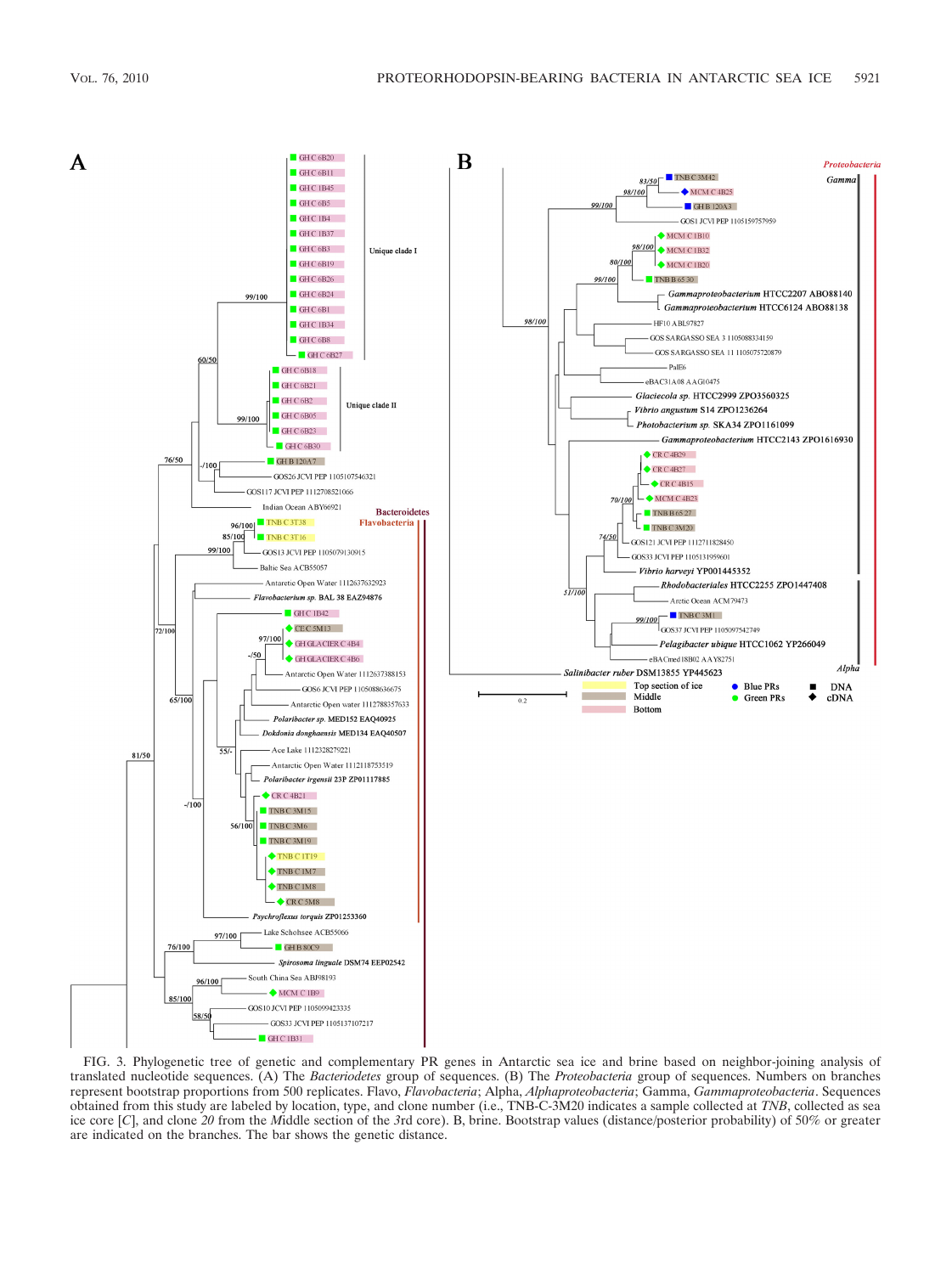FIG. 3. Phylogenetic tree of genetic and complementary PR genes in Antarctic sea ice and brine based on neighbor-joining analysis of translated nucleotide sequences. (A) The *Bacteriodetes* group of sequences. (B) The *Proteobacteria* group of sequences. Numbers on branches represent bootstrap proportions from 500 replicates. Flavo, *Flavobacteria*; Alpha, *Alphaproteobacteria*; Gamma, *Gammaproteobacteria*. Sequences obtained from this study are labeled by location, type, and clone number (i.e., TNB-C-3M20 indicates a sample collected at *TNB*, collected as sea ice core [*C*], and clone *20* from the *M*iddle section of the *3*rd core). B, brine. Bootstrap values (distance/posterior probability) of 50% or greater are indicated on the branches. The bar shows the genetic distance.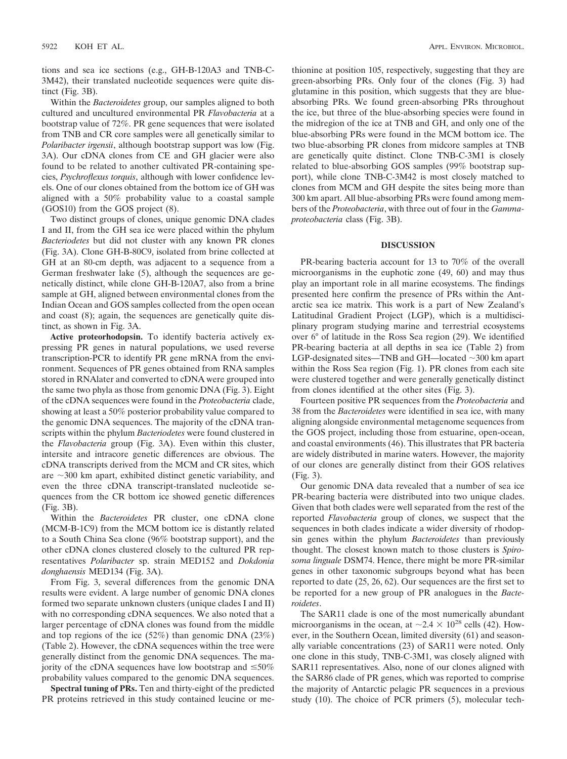tions and sea ice sections (e.g., GH-B-120A3 and TNB-C-3M42), their translated nucleotide sequences were quite distinct (Fig. 3B).

Within the *Bacteroidetes* group, our samples aligned to both cultured and uncultured environmental PR *Flavobacteria* at a bootstrap value of 72%. PR gene sequences that were isolated from TNB and CR core samples were all genetically similar to *Polaribacter irgensii*, although bootstrap support was low (Fig. 3A). Our cDNA clones from CE and GH glacier were also found to be related to another cultivated PR-containing species, *Psychroflexus torquis*, although with lower confidence levels. One of our clones obtained from the bottom ice of GH was aligned with a 50% probability value to a coastal sample (GOS10) from the GOS project (8).

Two distinct groups of clones, unique genomic DNA clades I and II, from the GH sea ice were placed within the phylum *Bacteriodetes* but did not cluster with any known PR clones (Fig. 3A). Clone GH-B-80C9, isolated from brine collected at GH at an 80-cm depth, was adjacent to a sequence from a German freshwater lake (5), although the sequences are genetically distinct, while clone GH-B-120A7, also from a brine sample at GH, aligned between environmental clones from the Indian Ocean and GOS samples collected from the open ocean and coast (8); again, the sequences are genetically quite distinct, as shown in Fig. 3A.

**Active proteorhodopsin.** To identify bacteria actively expressing PR genes in natural populations, we used reverse transcription-PCR to identify PR gene mRNA from the environment. Sequences of PR genes obtained from RNA samples stored in RNAlater and converted to cDNA were grouped into the same two phyla as those from genomic DNA (Fig. 3). Eight of the cDNA sequences were found in the *Proteobacteria* clade, showing at least a 50% posterior probability value compared to the genomic DNA sequences. The majority of the cDNA transcripts within the phylum *Bacteriodetes* were found clustered in the *Flavobacteria* group (Fig. 3A). Even within this cluster, intersite and intracore genetic differences are obvious. The cDNA transcripts derived from the MCM and CR sites, which are ~300 km apart, exhibited distinct genetic variability, and even the three cDNA transcript-translated nucleotide sequences from the CR bottom ice showed genetic differences (Fig. 3B).

Within the *Bacteroidetes* PR cluster, one cDNA clone (MCM-B-1C9) from the MCM bottom ice is distantly related to a South China Sea clone (96% bootstrap support), and the other cDNA clones clustered closely to the cultured PR representatives *Polaribacter* sp. strain MED152 and *Dokdonia donghaensis* MED134 (Fig. 3A).

From Fig. 3, several differences from the genomic DNA results were evident. A large number of genomic DNA clones formed two separate unknown clusters (unique clades I and II) with no corresponding cDNA sequences. We also noted that a larger percentage of cDNA clones was found from the middle and top regions of the ice (52%) than genomic DNA (23%) (Table 2). However, the cDNA sequences within the tree were generally distinct from the genomic DNA sequences. The majority of the cDNA sequences have low bootstrap and ≤50% probability values compared to the genomic DNA sequences.

**Spectral tuning of PRs.** Ten and thirty-eight of the predicted PR proteins retrieved in this study contained leucine or methionine at position 105, respectively, suggesting that they are green-absorbing PRs. Only four of the clones (Fig. 3) had glutamine in this position, which suggests that they are blue-absorbing PRs. We found green-absorbing PRs throughout the ice, but three of the blue-absorbing species were found in the midregion of the ice at TNB and GH, and only one of the blue-absorbing PRs were found in the MCM bottom ice. The two blue-absorbing PR clones from midcore samples at TNB are genetically quite distinct. Clone TNB-C-3M1 is closely related to blue-absorbing GOS samples (99% bootstrap support), while clone TNB-C-3M42 is most closely matched to clones from MCM and GH despite the sites being more than 300 km apart. All blue-absorbing PRs were found among members of the *Proteobacteria*, with three out of four in the *Gammaproteobacteria* class (Fig. 3B).

## DISCUSSION

PR-bearing bacteria account for 13 to 70% of the overall microorganisms in the euphotic zone (49, 60) and may thus play an important role in all marine ecosystems. The findings presented here confirm the presence of PRs within the Antarctic sea ice matrix. This work is a part of New Zealand's Latitudinal Gradient Project (LGP), which is a multidisciplinary program studying marine and terrestrial ecosystems over 6° of latitude in the Ross Sea region (29). We identified PR-bearing bacteria at all depths in sea ice (Table 2) from LGP-designated sites—TNB and GH—located ~300 km apart within the Ross Sea region (Fig. 1). PR clones from each site were clustered together and were generally genetically distinct from clones identified at the other sites (Fig. 3).

Fourteen positive PR sequences from the *Proteobacteria* and 38 from the *Bacteroidetes* were identified in sea ice, with many aligning alongside environmental metagenome sequences from the GOS project, including those from estuarine, open-ocean, and coastal environments (46). This illustrates that PR bacteria are widely distributed in marine waters. However, the majority of our clones are generally distinct from their GOS relatives (Fig. 3).

Our genomic DNA data revealed that a number of sea ice PR-bearing bacteria were distributed into two unique clades. Given that both clades were well separated from the rest of the reported *Flavobacteria* group of clones, we suspect that the sequences in both clades indicate a wider diversity of rhodopsin genes within the phylum *Bacteroidetes* than previously thought. The closest known match to those clusters is *Spirosoma linguale* DSM74. Hence, there might be more PR-similar genes in other taxonomic subgroups beyond what has been reported to date (25, 26, 62). Our sequences are the first set to be reported for a new group of PR analogues in the *Bacteroidetes*.

The SAR11 clade is one of the most numerically abundant microorganisms in the ocean, at ~$2.4 \times 10^{28}$ cells (42). However, in the Southern Ocean, limited diversity (61) and seasonally variable concentrations (23) of SAR11 were noted. Only one clone in this study, TNB-C-3M1, was closely aligned with SAR11 representatives. Also, none of our clones aligned with the SAR86 clade of PR genes, which was reported to comprise the majority of Antarctic pelagic PR sequences in a previous study (10). The choice of PCR primers (5), molecular tech-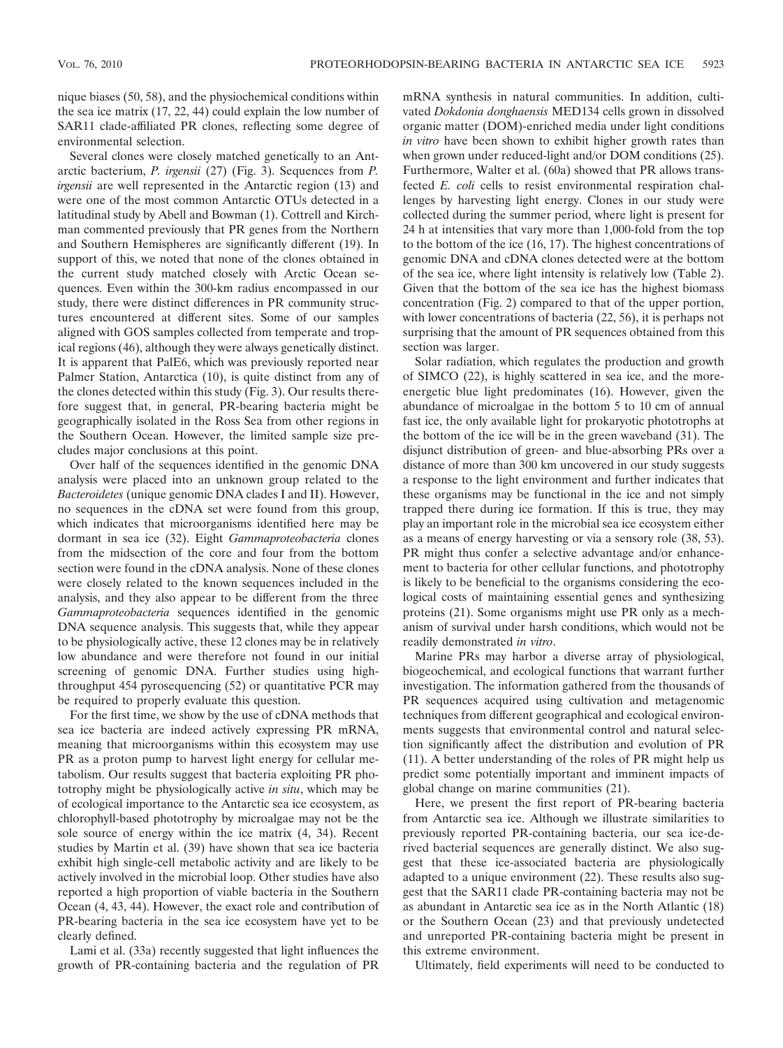nique biases (50, 58), and the physiochemical conditions within the sea ice matrix (17, 22, 44) could explain the low number of SAR11 clade-affiliated PR clones, reflecting some degree of environmental selection.

Several clones were closely matched genetically to an Antarctic bacterium, *P. irgensii* (27) (Fig. 3). Sequences from *P. irgensii* are well represented in the Antarctic region (13) and were one of the most common Antarctic OTUs detected in a latitudinal study by Abell and Bowman (1). Cottrell and Kirchman commented previously that PR genes from the Northern and Southern Hemispheres are significantly different (19). In support of this, we noted that none of the clones obtained in the current study matched closely with Arctic Ocean sequences. Even within the 300-km radius encompassed in our study, there were distinct differences in PR community structures encountered at different sites. Some of our samples aligned with GOS samples collected from temperate and tropical regions (46), although they were always genetically distinct. It is apparent that PalE6, which was previously reported near Palmer Station, Antarctica (10), is quite distinct from any of the clones detected within this study (Fig. 3). Our results therefore suggest that, in general, PR-bearing bacteria might be geographically isolated in the Ross Sea from other regions in the Southern Ocean. However, the limited sample size precludes major conclusions at this point.

Over half of the sequences identified in the genomic DNA analysis were placed into an unknown group related to the *Bacteroidetes* (unique genomic DNA clades I and II). However, no sequences in the cDNA set were found from this group, which indicates that microorganisms identified here may be dormant in sea ice (32). Eight *Gammaproteobacteria* clones from the midsection of the core and four from the bottom section were found in the cDNA analysis. None of these clones were closely related to the known sequences included in the analysis, and they also appear to be different from the three *Gammaproteobacteria* sequences identified in the genomic DNA sequence analysis. This suggests that, while they appear to be physiologically active, these 12 clones may be in relatively low abundance and were therefore not found in our initial screening of genomic DNA. Further studies using high-throughput 454 pyrosequencing (52) or quantitative PCR may be required to properly evaluate this question.

For the first time, we show by the use of cDNA methods that sea ice bacteria are indeed actively expressing PR mRNA, meaning that microorganisms within this ecosystem may use PR as a proton pump to harvest light energy for cellular metabolism. Our results suggest that bacteria exploiting PR phototrophy might be physiologically active *in situ*, which may be of ecological importance to the Antarctic sea ice ecosystem, as chlorophyll-based phototrophy by microalgae may not be the sole source of energy within the ice matrix (4, 34). Recent studies by Martin et al. (39) have shown that sea ice bacteria exhibit high single-cell metabolic activity and are likely to be actively involved in the microbial loop. Other studies have also reported a high proportion of viable bacteria in the Southern Ocean (4, 43, 44). However, the exact role and contribution of PR-bearing bacteria in the sea ice ecosystem have yet to be clearly defined.

Lami et al. (33a) recently suggested that light influences the growth of PR-containing bacteria and the regulation of PR mRNA synthesis in natural communities. In addition, cultivated *Dokdonia donghaensis* MED134 cells grown in dissolved organic matter (DOM)-enriched media under light conditions *in vitro* have been shown to exhibit higher growth rates than when grown under reduced-light and/or DOM conditions (25). Furthermore, Walter et al (60a) showed that PR allows transfected *E. coli* cells to resist environmental respiration challenges by harvesting light energy. Clones in our study were collected during the summer period, where light is present for 24 h at intensities that vary more than 1,000-fold from the top to the bottom of the ice (16, 17). The highest concentrations of genomic DNA and cDNA clones detected were at the bottom of the sea ice, where light intensity is relatively low (Table 2). Given that the bottom of the sea ice has the highest biomass concentration (Fig. 2) compared to that of the upper portion, with lower concentrations of bacteria (22, 56), it is perhaps not surprising that the amount of PR sequences obtained from this section was larger.

Solar radiation, which regulates the production and growth of SIMCO (22), is highly scattered in sea ice, and the more-energetic blue light predominates (16). However, given the abundance of microalgae in the bottom 5 to 10 cm of annual fast ice, the only available light for prokaryotic phototrophs at the bottom of the ice will be in the green waveband (31). The disjunct distribution of green- and blue-absorbing PRs over a distance of more than 300 km uncovered in our study suggests a response to the light environment and further indicates that these organisms may be functional in the ice and not simply trapped there during ice formation. If this is true, they may play an important role in the microbial sea ice ecosystem either as a means of energy harvesting or via a sensory role (38, 53). PR might thus confer a selective advantage and/or enhancement to bacteria for other cellular functions, and phototrophy is likely to be beneficial to the organisms considering the ecological costs of maintaining essential genes and synthesizing proteins (21). Some organisms might use PR only as a mechanism of survival under harsh conditions, which would not be readily demonstrated *in vitro*.

Marine PRs may harbor a diverse array of physiological, biogeochemical, and ecological functions that warrant further investigation. The information gathered from the thousands of PR sequences acquired using cultivation and metagenomic techniques from different geographical and ecological environments suggests that environmental control and natural selection significantly affect the distribution and evolution of PR (11). A better understanding of the roles of PR might help us predict some potentially important and imminent impacts of global change on marine communities (21).

Here, we present the first report of PR-bearing bacteria from Antarctic sea ice. Although we illustrate similarities to previously reported PR-containing bacteria, our sea ice-derived bacterial sequences are generally distinct. We also suggest that these ice-associated bacteria are physiologically adapted to a unique environment (22). These results also suggest that the SAR11 clade PR-containing bacteria may not be as abundant in Antarctic sea ice as in the North Atlantic (18) or the Southern Ocean (23) and that previously undetected and unreported PR-containing bacteria might be present in this extreme environment.

Ultimately, field experiments will need to be conducted to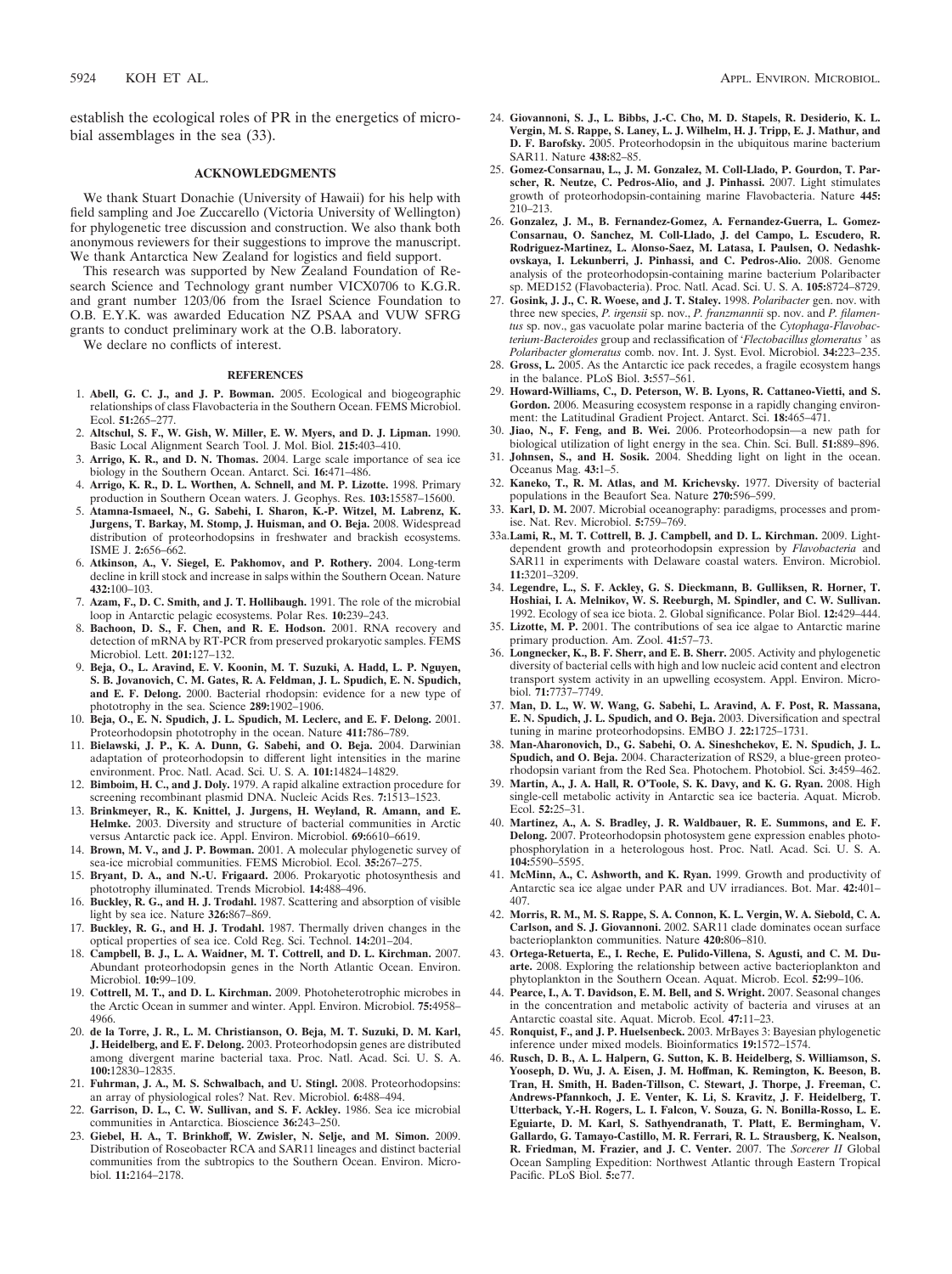establish the ecological roles of PR in the energetics of microbial assemblages in the sea (33).

## ACKNOWLEDGMENTS

We thank Stuart Donachie (University of Hawaii) for his help with field sampling and Joe Zuccarello (Victoria University of Wellington) for phylogenetic tree discussion and construction. We also thank both anonymous reviewers for their suggestions to improve the manuscript. We thank Antarctica New Zealand for logistics and field support.

This research was supported by New Zealand Foundation of Research Science and Technology grant number VICX0706 to K.G.R. and grant number 1203/06 from the Israel Science Foundation to O.B. E.Y.K. was awarded Education NZ PSAA and VUW SFRG grants to conduct preliminary work at the O.B. laboratory.

We declare no conflicts of interest.

## REFERENCES

1. **Abell, G. C. J., and J. P. Bowman.** 2005. Ecological and biogeographic relationships of class Flavobacteria in the Southern Ocean. FEMS Microbiol. Ecol. **51:**265–277.
2. **Altschul, S. F., W. Gish, W. Miller, E. W. Myers, and D. J. Lipman.** 1990. Basic Local Alignment Search Tool. J. Mol. Biol. **215:**403–410.
3. **Arrigo, K. R., and D. N. Thomas.** 2004. Large scale importance of sea ice biology in the Southern Ocean. Antarct. Sci. **16:**471–486.
4. **Arrigo, K. R., D. L. Worthen, A. Schnell, and M. P. Lizotte.** 1998. Primary production in Southern Ocean waters. J. Geophys. Res. **103:**15587–15600.
5. **Atamna-Ismaeel, N., G. Sabehi, I. Sharon, K.-P. Witzel, M. Labrenz, K. Jurgens, T. Barkay, M. Stomp, J. Huisman, and O. Beja.** 2008. Widespread distribution of proteorhodopsins in freshwater and brackish ecosystems. ISME J. **2:**656–662.
6. **Atkinson, A., V. Siegel, E. Pakhomov, and P. Rothery.** 2004. Long-term decline in krill stock and increase in salps within the Southern Ocean. Nature **432:**100–103.
7. **Azam, F., D. C. Smith, and J. T. Hollibaugh.** 1991. The role of the microbial loop in Antarctic pelagic ecosystems. Polar Res. **10:**239–243.
8. **Bachoon, D. S., F. Chen, and R. E. Hodson.** 2001. RNA recovery and detection of mRNA by RT-PCR from preserved prokaryotic samples. FEMS Microbiol. Lett. **201:**127–132.
9. **Beja, O., L. Aravind, E. V. Koonin, M. T. Suzuki, A. Hadd, L. P. Nguyen, S. B. Jovanovich, C. M. Gates, R. A. Feldman, J. L. Spudich, E. N. Spudich, and E. F. Delong.** 2000. Bacterial rhodopsin: evidence for a new type of phototrophy in the sea. Science **289:**1902–1906.
10. **Beja, O., E. N. Spudich, J. L. Spudich, M. Leclerc, and E. F. Delong.** 2001. Proteorhodopsin phototrophy in the ocean. Nature **411:**786–789.
11. **Bielawski, J. P., K. A. Dunn, G. Sabehi, and O. Beja.** 2004. Darwinian adaptation of proteorhodopsin to different light intensities in the marine environment. Proc. Natl. Acad. Sci. U. S. A. **101:**14824–14829.
12. **Bimboim, H. C., and J. Doly.** 1979. A rapid alkaline extraction procedure for screening recombinant plasmid DNA. Nucleic Acids Res. **7:**1513–1523.
13. **Brinkmeyer, R., K. Knittel, J. Jurgens, H. Weyland, R. Amann, and E. Helmke.** 2003. Diversity and structure of bacterial communities in Arctic versus Antarctic pack ice. Appl. Environ. Microbiol. **69:**6610–6619.
14. **Brown, M. V., and J. P. Bowman.** 2001. A molecular phylogenetic survey of sea-ice microbial communities. FEMS Microbiol. Ecol. **35:**267–275.
15. **Bryant, D. A., and N.-U. Frigaard.** 2006. Prokaryotic photosynthesis and phototrophy illuminated. Trends Microbiol. **14:**488–496.
16. **Buckley, R. G., and H. J. Trodahl.** 1987. Scattering and absorption of visible light by sea ice. Nature **326:**867–869.
17. **Buckley, R. G., and H. J. Trodahl.** 1987. Thermally driven changes in the optical properties of sea ice. Cold Reg. Sci. Technol. **14:**201–204.
18. **Campbell, B. J., L. A. Waidner, M. T. Cottrell, and D. L. Kirchman.** 2007. Abundant proteorhodopsin genes in the North Atlantic Ocean. Environ. Microbiol. **10:**99–109.
19. **Cottrell, M. T., and D. L. Kirchman.** 2009. Photoheterotrophic microbes in the Arctic Ocean in summer and winter. Appl. Environ. Microbiol. **75:**4958–4966.
20. **de la Torre, J. R., L. M. Christianson, O. Beja, M. T. Suzuki, D. M. Karl, J. Heidelberg, and E. F. Delong.** 2003. Proteorhodopsin genes are distributed among divergent marine bacterial taxa. Proc. Natl. Acad. Sci. U. S. A. **100:**12830–12835.
21. **Fuhrman, J. A., M. S. Schwalbach, and U. Stingl.** 2008. Proteorhodopsins: an array of physiological roles? Nat. Rev. Microbiol. **6:**488–494.
22. **Garrison, D. L., C. W. Sullivan, and S. F. Ackley.** 1986. Sea ice microbial communities in Antarctica. Bioscience **36:**243–250.
23. **Giebel, H. A., T. Brinkhoff, W. Zwisler, N. Selje, and M. Simon.** 2009. Distribution of Roseobacter RCA and SAR11 lineages and distinct bacterial communities from the subtropics to the Southern Ocean. Environ. Microbiol. **11:**2164–2178.
24. **Giovannoni, S. J., L. Bibbs, J.-C. Cho, M. D. Stapels, R. Desiderio, K. L. Vergin, M. S. Rappe, S. Laney, L. J. Wilhelm, H. J. Tripp, E. J. Mathur, and D. F. Barofsky.** 2005. Proteorhodopsin in the ubiquitous marine bacterium SAR11. Nature **438:**82–85.
25. **Gomez-Consarnau, L., J. M. Gonzalez, M. Coll-Llado, P. Gourdon, T. Parscher, R. Neutze, C. Pedros-Alio, and J. Pinhassi.** 2007. Light stimulates growth of proteorhodopsin-containing marine Flavobacteria. Nature **445:**210–213.
26. **Gonzalez, J. M., B. Fernandez-Gomez, A. Fernandez-Guerra, L. Gomez-Consarnau, O. Sanchez, M. Coll-Llado, J. del Campo, L. Escudero, R. Rodriguez-Martinez, L. Alonso-Saez, M. Latasa, I. Paulsen, O. Nedashkovskaya, I. Lekunberri, J. Pinhassi, and C. Pedros-Alio.** 2008. Genome analysis of the proteorhodopsin-containing marine bacterium Polaribacter sp. MED152 (Flavobacteria). Proc. Natl. Acad. Sci. U. S. A. **105:**8724–8729.
27. **Gosink, J. J., C. R. Woese, and J. T. Staley.** 1998. *Polaribacter* gen. nov. with three new species, *P. irgensii* sp. nov., *P. franzmannii* sp. nov. and *P. filamentus* sp. nov., gas vacuolate polar marine bacteria of the *Cytophaga-Flavobacterium-Bacteroides* group and reclassification of '*Flectobacillus glomeratus*' as *Polaribacter glomeratus* comb. nov. Int. J. Syst. Evol. Microbiol. **34:**223–235.
28. **Gross, L.** 2005. As the Antarctic ice pack recedes, a fragile ecosystem hangs in the balance. PLoS Biol. **3:**557–561.
29. **Howard-Williams, C., D. Peterson, W. B. Lyons, R. Cattaneo-Vietti, and S. Gordon.** 2006. Measuring ecosystem response in a rapidly changing environment: the Latitudinal Gradient Project. Antarct. Sci. **18:**465–471.
30. **Jiao, N., F. Feng, and B. Wei.** 2006. Proteorhodopsin—a new path for biological utilization of light energy in the sea. Chin. Sci. Bull. **51:**889–896.
31. **Johnsen, S., and H. Sosik.** 2004. Shedding light on light in the ocean. Oceanus Mag. **43:**1–5.
32. **Kaneko, T., R. M. Atlas, and M. Krichevsky.** 1977. Diversity of bacterial populations in the Beaufort Sea. Nature **270:**596–599.
33. **Karl, D. M.** 2007. Microbial oceanography: paradigms, processes and promise. Nat. Rev. Microbiol. **5:**759–769.

33a. **Lami, R., M. T. Cottrell, B. J. Campbell, and D. L. Kirchman.** 2009. Light-dependent growth and proteorhodopsin expression by *Flavobacteria* and SAR11 in experiments with Delaware coastal waters. Environ. Microbiol. **11:**3201–3209.

34. **Legendre, L., S. F. Ackley, G. S. Dieckmann, B. Gulliksen, R. Horner, T. Hoshiai, I. A. Melnikov, W. S. Reeburgh, M. Spindler, and C. W. Sullivan.** 1992. Ecology of sea ice biota. 2. Global significance. Polar Biol. **12:**429–444.
35. **Lizotte, M. P.** 2001. The contributions of sea ice algae to Antarctic marine primary production. Am. Zool. **41:**57–73.
36. **Longnecker, K., B. F. Sherr, and E. B. Sherr.** 2005. Activity and phylogenetic diversity of bacterial cells with high and low nucleic acid content and electron transport system activity in an upwelling ecosystem. Appl. Environ. Microbiol. **71:**7737–7749.
37. **Man, D. L., W. W. Wang, G. Sabehi, L. Aravind, A. F. Post, R. Massana, E. N. Spudich, J. L. Spudich, and O. Beja.** 2003. Diversification and spectral tuning in marine proteorhodopsins. EMBO J. **22:**1725–1731.
38. **Man-Aharonovich, D., G. Sabehi, O. A. Sineshchekov, E. N. Spudich, J. L. Spudich, and O. Beja.** 2004. Characterization of RS29, a blue-green proteorhodopsin variant from the Red Sea. Photochem. Photobiol. Sci. **3:**459–462.
39. **Martin, A., J. A. Hall, R. O'Toole, S. K. Davy, and K. G. Ryan.** 2008. High single-cell metabolic activity in Antarctic sea ice bacteria. Aquat. Microb. Ecol. **52:**25–31.
40. **Martinez, A., A. S. Bradley, J. R. Waldbauer, R. E. Summons, and E. F. Delong.** 2007. Proteorhodopsin photosystem gene expression enables photophosphorylation in a heterologous host. Proc. Natl. Acad. Sci. U. S. A. **104:**5590–5595.
41. **McMinn, A., C. Ashworth, and K. Ryan.** 1999. Growth and productivity of Antarctic sea ice algae under PAR and UV irradiances. Bot. Mar. **42:**401–407.
42. **Morris, R. M., M. S. Rappe, S. A. Connon, K. L. Vergin, W. A. Siebold, C. A. Carlson, and S. J. Giovannoni.** 2002. SAR11 clade dominates ocean surface bacterioplankton communities. Nature **420:**806–810.
43. **Ortega-Retuerta, E., I. Reche, E. Pulido-Villena, S. Agusti, and C. M. Duarte.** 2008. Exploring the relationship between active bacterioplankton and phytoplankton in the Southern Ocean. Aquat. Microb. Ecol. **52:**99–106.
44. **Pearce, I., A. T. Davidson, E. M. Bell, and S. Wright.** 2007. Seasonal changes in the concentration and metabolic activity of bacteria and viruses at an Antarctic coastal site. Aquat. Microb. Ecol. **47:**11–23.
45. **Ronquist, F., and J. P. Huelsenbeck.** 2003. MrBayes 3: Bayesian phylogenetic inference under mixed models. Bioinformatics **19:**1572–1574.
46. **Rusch, D. B., A. L. Halpern, G. Sutton, K. B. Heidelberg, S. Williamson, S. Yooseph, D. Wu, J. A. Eisen, J. M. Hoffman, K. Remington, K. Beeson, B. Tran, H. Smith, H. Baden-Tillson, C. Stewart, J. Thorpe, J. Freeman, C. Andrews-Pfannkoch, J. E. Venter, K. Li, S. Kravitz, J. F. Heidelberg, T. Utterback, Y.-H. Rogers, L. I. Falcon, V. Souza, G. N. Bonilla-Rosso, L. E. Eguiarte, D. M. Karl, S. Sathyendranath, T. Platt, E. Bermingham, V. Gallardo, G. Tamayo-Castillo, M. R. Ferrari, R. L. Strausberg, K. Nealson, R. Friedman, M. Frazier, and J. C. Venter.** 2007. The *Sorcerer II* Global Ocean Sampling Expedition: Northwest Atlantic through Eastern Tropical Pacific. PLoS Biol. **5:**e77.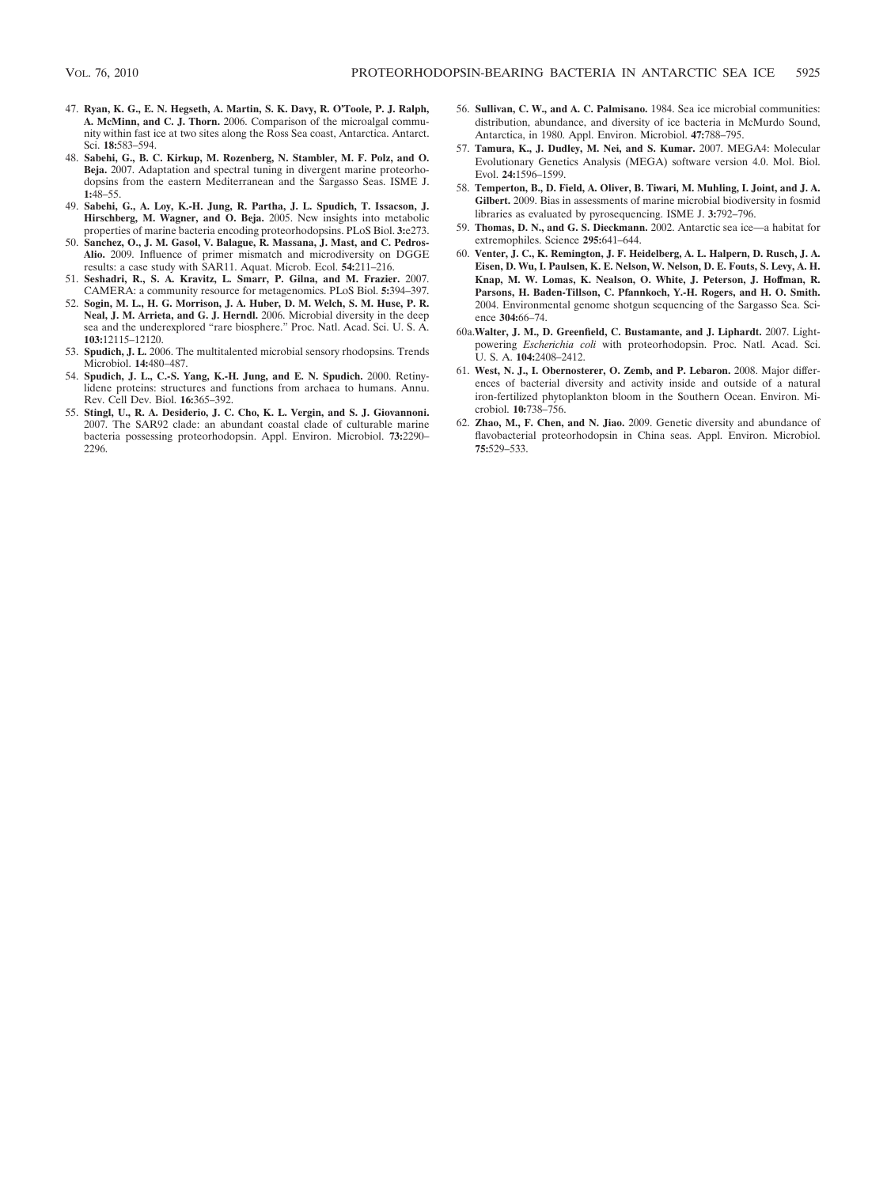47. **Ryan, K. G., E. N. Hegseth, A. Martin, S. K. Davy, R. O'Toole, P. J. Ralph, A. McMinn, and C. J. Thorn.** 2006. Comparison of the microalgal community within fast ice at two sites along the Ross Sea coast, Antarctica. Antarct. Sci. **18:**583–594.
48. **Sabehi, G., B. C. Kirkup, M. Rozenberg, N. Stambler, M. F. Polz, and O. Beja.** 2007. Adaptation and spectral tuning in divergent marine proteorhodopsins from the eastern Mediterranean and the Sargasso Seas. ISME J. **1:**48–55.
49. **Sabehi, G., A. Loy, K.-H. Jung, R. Partha, J. L. Spudich, T. Issacson, J. Hirschberg, M. Wagner, and O. Beja.** 2005. New insights into metabolic properties of marine bacteria encoding proteorhodopsins. PLoS Biol. **3:**e273.
50. **Sanchez, O., J. M. Gasol, V. Balague, R. Massana, J. Mast, and C. Pedros-Alio.** 2009. Influence of primer mismatch and microdiversity on DGGE results: a case study with SAR11. Aquat. Microb. Ecol. **54:**211–216.
51. **Seshadri, R., S. A. Kravitz, L. Smarr, P. Gilna, and M. Frazier.** 2007. CAMERA: a community resource for metagenomics. PLoS Biol. **5:**394–397.
52. **Sogin, M. L., H. G. Morrison, J. A. Huber, D. M. Welch, S. M. Huse, P. R. Neal, J. M. Arrieta, and G. J. Herndl.** 2006. Microbial diversity in the deep sea and the underexplored "rare biosphere." Proc. Natl. Acad. Sci. U. S. A. **103:**12115–12120.
53. **Spudich, J. L.** 2006. The multitalented microbial sensory rhodopsins. Trends Microbiol. **14:**480–487.
54. **Spudich, J. L., C.-S. Yang, K.-H. Jung, and E. N. Spudich.** 2000. Retinylidene proteins: structures and functions from archaea to humans. Annu. Rev. Cell Dev. Biol. **16:**365–392.
55. **Stingl, U., R. A. Desiderio, J. C. Cho, K. L. Vergin, and S. J. Giovannoni.** 2007. The SAR92 clade: an abundant coastal clade of culturable marine bacteria possessing proteorhodopsin. Appl. Environ. Microbiol. **73:**2290–2296.
56. **Sullivan, C. W., and A. C. Palmisano.** 1984. Sea ice microbial communities: distribution, abundance, and diversity of ice bacteria in McMurdo Sound, Antarctica, in 1980. Appl. Environ. Microbiol. **47:**788–795.
57. **Tamura, K., J. Dudley, M. Nei, and S. Kumar.** 2007. MEGA4: Molecular Evolutionary Genetics Analysis (MEGA) software version 4.0. Mol. Biol. Evol. **24:**1596–1599.
58. **Temperton, B., D. Field, A. Oliver, B. Tiwari, M. Muhling, I. Joint, and J. A. Gilbert.** 2009. Bias in assessments of marine microbial biodiversity in fosmid libraries as evaluated by pyrosequencing. ISME J. **3:**792–796.
59. **Thomas, D. N., and G. S. Dieckmann.** 2002. Antarctic sea ice—a habitat for extremophiles. Science **295:**641–644.
60. **Venter, J. C., K. Remington, J. F. Heidelberg, A. L. Halpern, D. Rusch, J. A. Eisen, D. Wu, I. Paulsen, K. E. Nelson, W. Nelson, D. E. Fouts, S. Levy, A. H. Knap, M. W. Lomas, K. Nealson, O. White, J. Peterson, J. Hoffman, R. Parsons, H. Baden-Tillson, C. Pfannkoch, Y.-H. Rogers, and H. O. Smith.** 2004. Environmental genome shotgun sequencing of the Sargasso Sea. Science **304:**66–74.

60a. **Walter, J. M., D. Greenfield, C. Bustamante, and J. Liphardt.** 2007. Light-powering *Escherichia coli* with proteorhodopsin. Proc. Natl. Acad. Sci. U. S. A. **104:**2408–2412.

61. **West, N. J., I. Obernosterer, O. Zemb, and P. Lebaron.** 2008. Major differences of bacterial diversity and activity inside and outside of a natural iron-fertilized phytoplankton bloom in the Southern Ocean. Environ. Microbiol. **10:**738–756.
62. **Zhao, M., F. Chen, and N. Jiao.** 2009. Genetic diversity and abundance of flavobacterial proteorhodopsin in China seas. Appl. Environ. Microbiol. **75:**529–533.